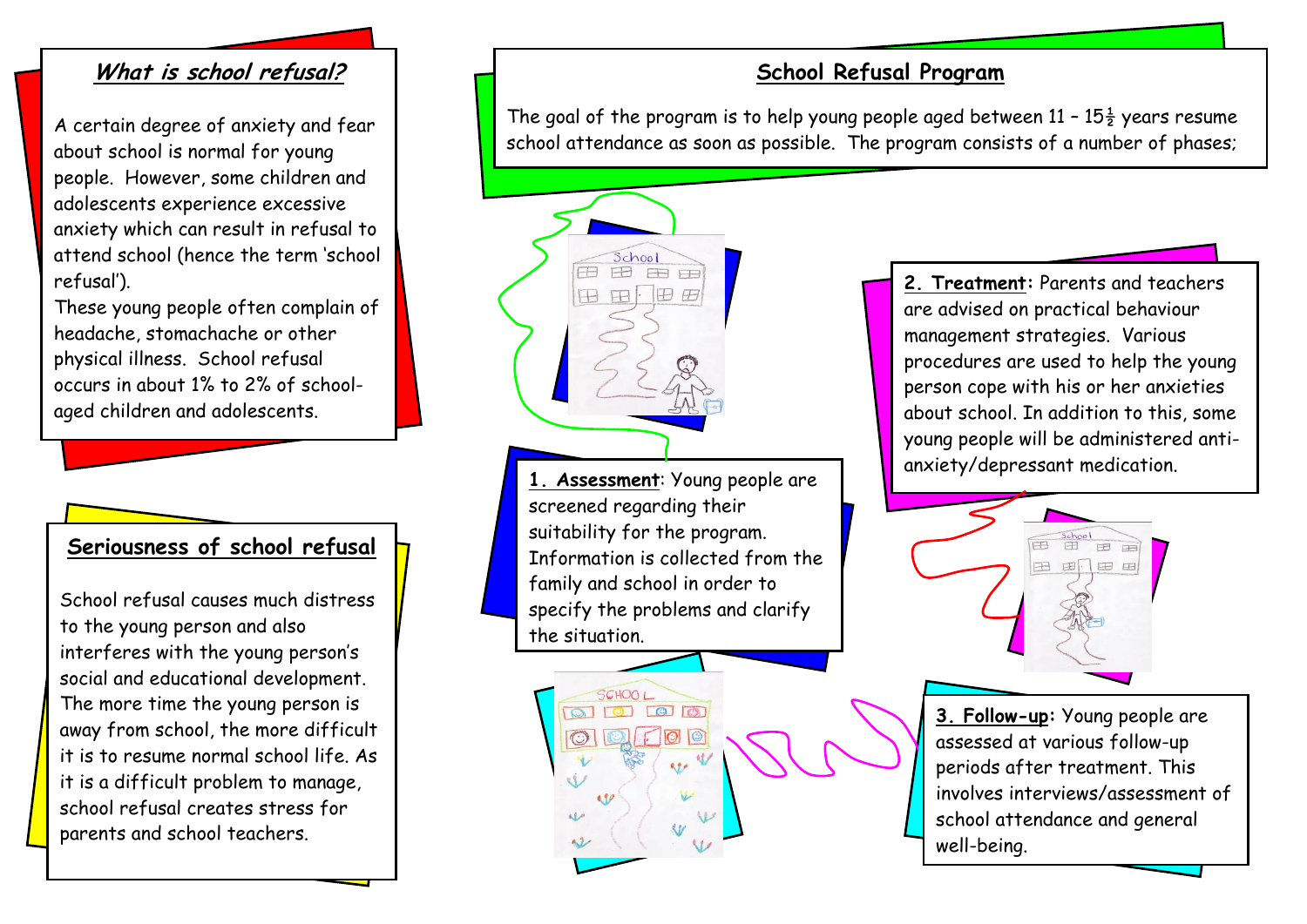## *What is school refusal?*

A certain degree of anxiety and fear about school is normal for young people. However, some children and adolescents experience excessive anxiety which can result in refusal to attend school (hence the term 'school refusal').

These young people often complain of headache, stomachache or other physical illness. School refusal occurs in about 1% to 2% of school-aged children and adolescents.

## Seriousness of school refusal

School refusal causes much distress to the young person and also interferes with the young person's social and educational development. The more time the young person is away from school, the more difficult it is to resume normal school life. As it is a difficult problem to manage, school refusal creates stress for parents and school teachers.

## School Refusal Program

The goal of the program is to help young people aged between 11 – 15½ years resume school attendance as soon as possible. The program consists of a number of phases;

**1. *Assessment***: Young people are screened regarding their suitability for the program. Information is collected from the family and school in order to specify the problems and clarify the situation.

**2. Treatment:** Parents and teachers are advised on practical behaviour management strategies. Various procedures are used to help the young person cope with his or her anxieties about school. In addition to this, some young people will be administered anti-anxiety/depressant medication.

**3. Follow-up:** Young people are assessed at various follow-up periods after treatment. This involves interviews/assessment of school attendance and general well-being.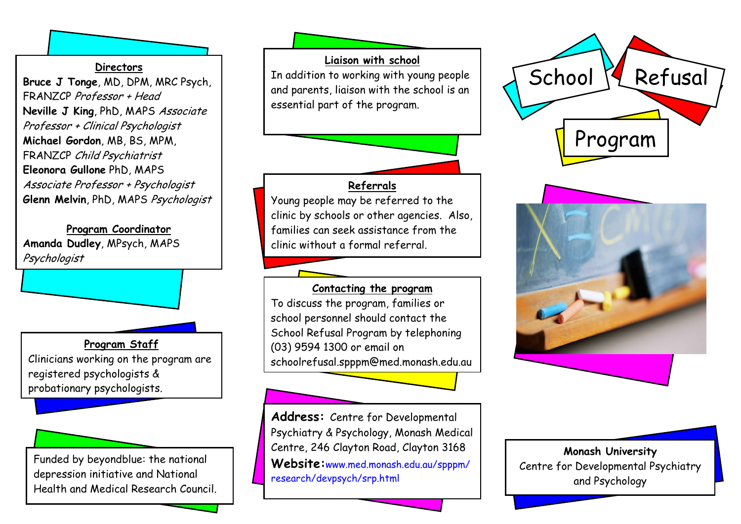### Directors

**Bruce J Tonge**, MD, DPM, MRC Psych, FRANZCP *Professor + Head*
**Neville J King**, PhD, MAPS *Associate Professor + Clinical Psychologist*
**Michael Gordon**, MB, BS, MPM, FRANZCP *Child Psychiatrist*
**Eleonora Gullone** PhD, MAPS *Associate Professor + Psychologist*
**Glenn Melvin**, PhD, MAPS *Psychologist*

### Program Coordinator

**Amanda Dudley**, MPsych, MAPS *Psychologist*

### Program Staff

Clinicians working on the program are registered psychologists & probationary psychologists.

Funded by beyondblue: the national depression initiative and National Health and Medical Research Council.

### Liaison with school

In addition to working with young people and parents, liaison with the school is an essential part of the program.

### Referrals

Young people may be referred to the clinic by schools or other agencies. Also, families can seek assistance from the clinic without a formal referral.

### Contacting the program

To discuss the program, families or school personnel should contact the School Refusal Program by telephoning (03) 9594 1300 or email on schoolrefusal.spppm@med.monash.edu.au

**Address:** Centre for Developmental Psychiatry & Psychology, Monash Medical Centre, 246 Clayton Road, Clayton 3168
**Website:** www.med.monash.edu.au/spppm/research/devpsych/srp.html

# School Refusal Program

**Monash University**
Centre for Developmental Psychiatry and Psychology